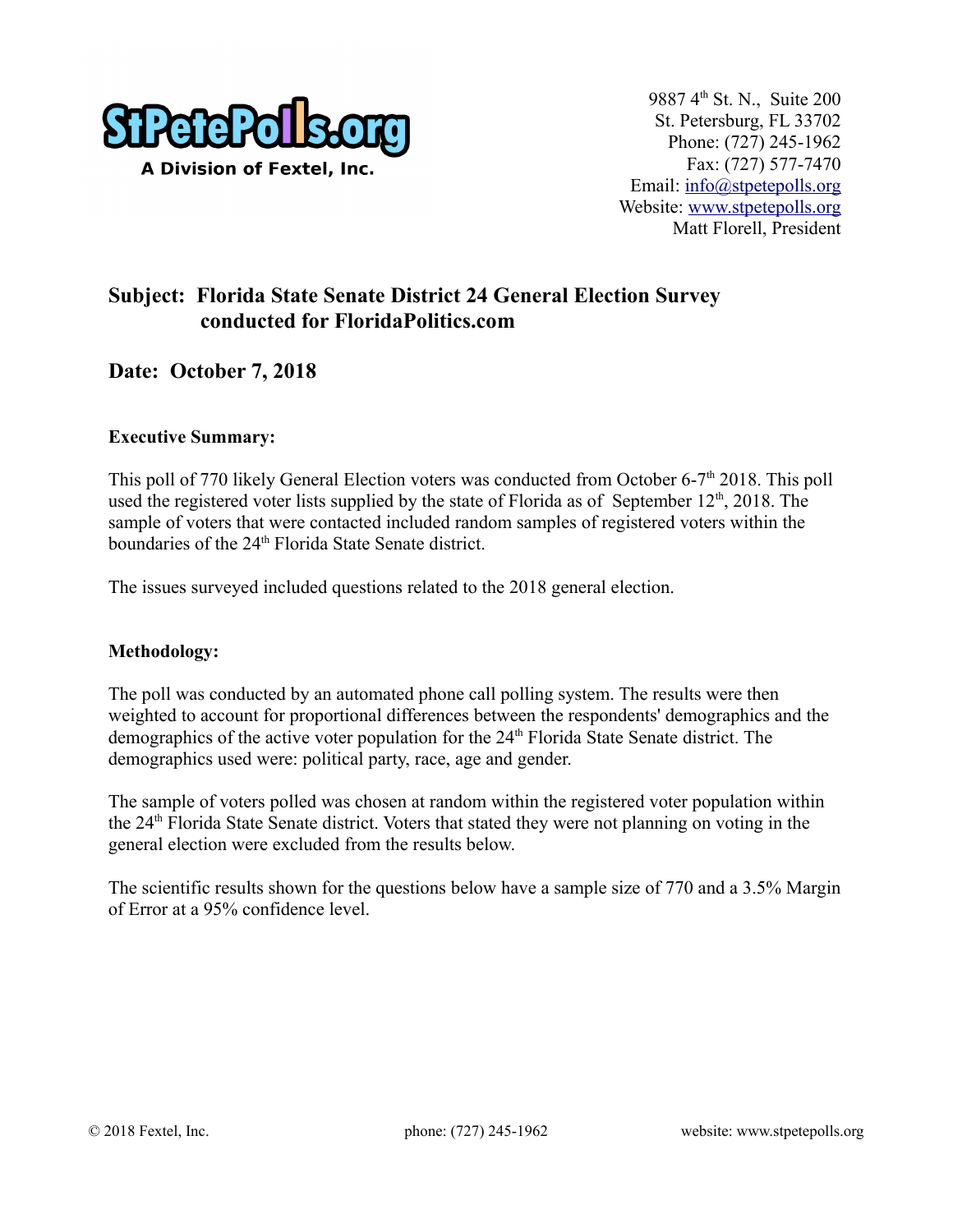StPetePolls.org

A Division of Fextel, Inc.

9887 4th St. N., Suite 200
St. Petersburg, FL 33702
Phone: (727) 245-1962
Fax: (727) 577-7470
Email: info@stpetepolls.org
Website: www.stpetepolls.org
Matt Florell, President

## Subject: Florida State Senate District 24 General Election Survey conducted for FloridaPolitics.com

## Date: October 7, 2018

**Executive Summary:**

This poll of 770 likely General Election voters was conducted from October 6-7th 2018. This poll used the registered voter lists supplied by the state of Florida as of September 12th, 2018. The sample of voters that were contacted included random samples of registered voters within the boundaries of the 24th Florida State Senate district.

The issues surveyed included questions related to the 2018 general election.

**Methodology:**

The poll was conducted by an automated phone call polling system. The results were then weighted to account for proportional differences between the respondents' demographics and the demographics of the active voter population for the 24th Florida State Senate district. The demographics used were: political party, race, age and gender.

The sample of voters polled was chosen at random within the registered voter population within the 24th Florida State Senate district. Voters that stated they were not planning on voting in the general election were excluded from the results below.

The scientific results shown for the questions below have a sample size of 770 and a 3.5% Margin of Error at a 95% confidence level.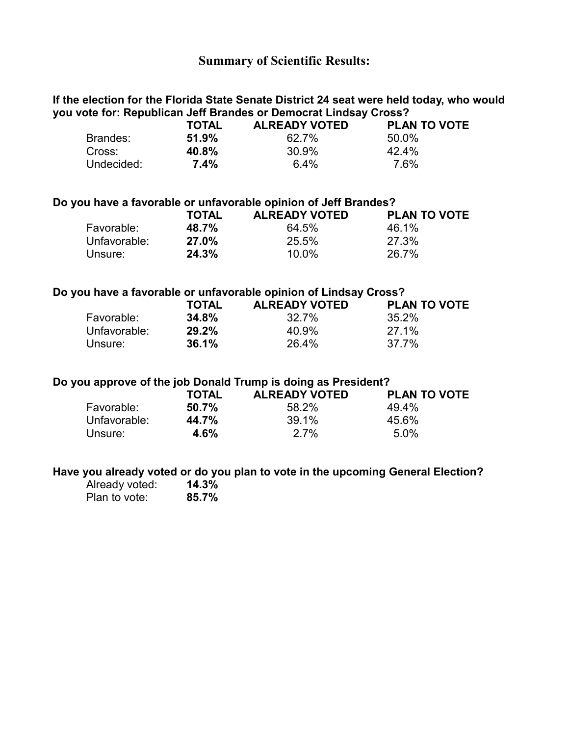## Summary of Scientific Results:

**If the election for the Florida State Senate District 24 seat were held today, who would you vote for: Republican Jeff Brandes or Democrat Lindsay Cross?**

| | TOTAL | ALREADY VOTED | PLAN TO VOTE |
|---|---|---|---|
| Brandes: | **51.9%** | 62.7% | 50.0% |
| Cross: | **40.8%** | 30.9% | 42.4% |
| Undecided: | **7.4%** | 6.4% | 7.6% |

**Do you have a favorable or unfavorable opinion of Jeff Brandes?**

| | TOTAL | ALREADY VOTED | PLAN TO VOTE |
|---|---|---|---|
| Favorable: | **48.7%** | 64.5% | 46.1% |
| Unfavorable: | **27.0%** | 25.5% | 27.3% |
| Unsure: | **24.3%** | 10.0% | 26.7% |

**Do you have a favorable or unfavorable opinion of Lindsay Cross?**

| | TOTAL | ALREADY VOTED | PLAN TO VOTE |
|---|---|---|---|
| Favorable: | **34.8%** | 32.7% | 35.2% |
| Unfavorable: | **29.2%** | 40.9% | 27.1% |
| Unsure: | **36.1%** | 26.4% | 37.7% |

**Do you approve of the job Donald Trump is doing as President?**

| | TOTAL | ALREADY VOTED | PLAN TO VOTE |
|---|---|---|---|
| Favorable: | **50.7%** | 58.2% | 49.4% |
| Unfavorable: | **44.7%** | 39.1% | 45.6% |
| Unsure: | **4.6%** | 2.7% | 5.0% |

**Have you already voted or do you plan to vote in the upcoming General Election?**

| | |
|---|---|
| Already voted: | **14.3%** |
| Plan to vote: | **85.7%** |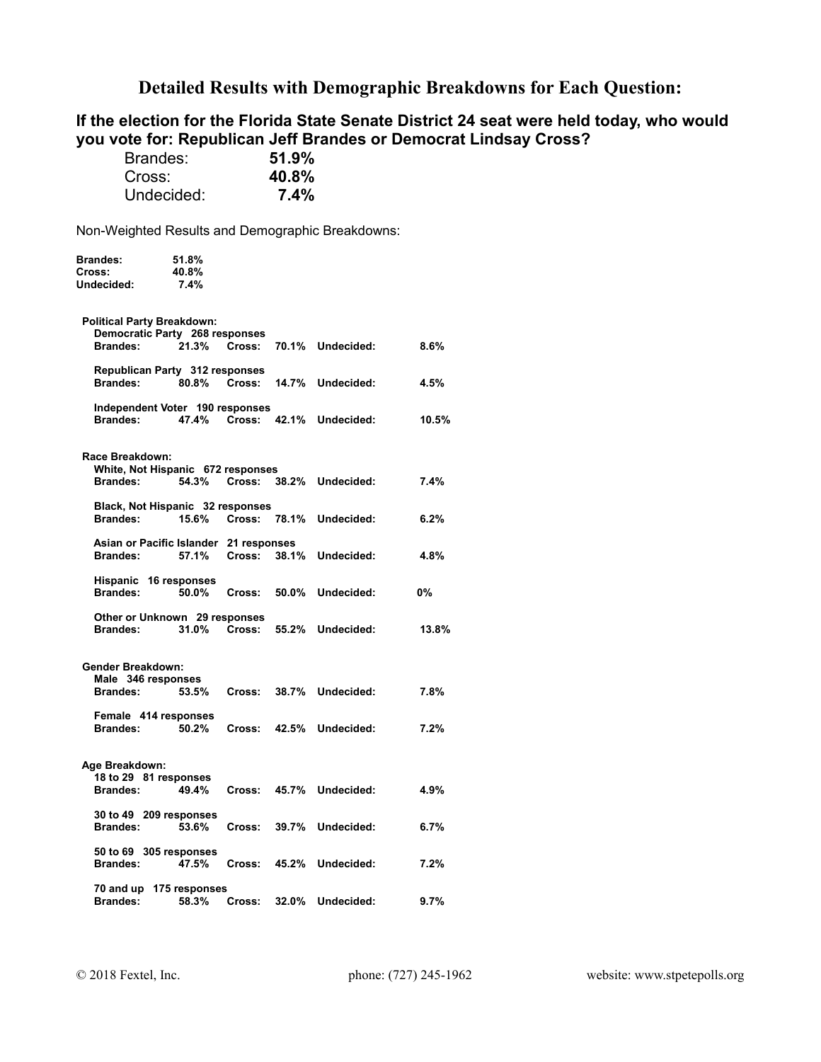## Detailed Results with Demographic Breakdowns for Each Question:

### If the election for the Florida State Senate District 24 seat were held today, who would you vote for: Republican Jeff Brandes or Democrat Lindsay Cross?

| | |
|---|---|
| Brandes: | **51.9%** |
| Cross: | **40.8%** |
| Undecided: | **7.4%** |

Non-Weighted Results and Demographic Breakdowns:

| | |
|---|---|
| **Brandes:** | **51.8%** |
| **Cross:** | **40.8%** |
| **Undecided:** | **7.4%** |

**Political Party Breakdown:**

**Democratic Party 268 responses**

| | | | | | |
|---|---|---|---|---|---|
| **Brandes:** | **21.3%** | **Cross:** | **70.1%** | **Undecided:** | **8.6%** |

**Republican Party 312 responses**

| | | | | | |
|---|---|---|---|---|---|
| **Brandes:** | **80.8%** | **Cross:** | **14.7%** | **Undecided:** | **4.5%** |

**Independent Voter 190 responses**

| | | | | | |
|---|---|---|---|---|---|
| **Brandes:** | **47.4%** | **Cross:** | **42.1%** | **Undecided:** | **10.5%** |

**Race Breakdown:**

**White, Not Hispanic 672 responses**

| | | | | | |
|---|---|---|---|---|---|
| **Brandes:** | **54.3%** | **Cross:** | **38.2%** | **Undecided:** | **7.4%** |

**Black, Not Hispanic 32 responses**

| | | | | | |
|---|---|---|---|---|---|
| **Brandes:** | **15.6%** | **Cross:** | **78.1%** | **Undecided:** | **6.2%** |

**Asian or Pacific Islander 21 responses**

| | | | | | |
|---|---|---|---|---|---|
| **Brandes:** | **57.1%** | **Cross:** | **38.1%** | **Undecided:** | **4.8%** |

**Hispanic 16 responses**

| | | | | | |
|---|---|---|---|---|---|
| **Brandes:** | **50.0%** | **Cross:** | **50.0%** | **Undecided:** | **0%** |

**Other or Unknown 29 responses**

| | | | | | |
|---|---|---|---|---|---|
| **Brandes:** | **31.0%** | **Cross:** | **55.2%** | **Undecided:** | **13.8%** |

**Gender Breakdown:**

**Male 346 responses**

| | | | | | |
|---|---|---|---|---|---|
| **Brandes:** | **53.5%** | **Cross:** | **38.7%** | **Undecided:** | **7.8%** |

**Female 414 responses**

| | | | | | |
|---|---|---|---|---|---|
| **Brandes:** | **50.2%** | **Cross:** | **42.5%** | **Undecided:** | **7.2%** |

**Age Breakdown:**

**18 to 29 81 responses**

| | | | | | |
|---|---|---|---|---|---|
| **Brandes:** | **49.4%** | **Cross:** | **45.7%** | **Undecided:** | **4.9%** |

**30 to 49 209 responses**

| | | | | | |
|---|---|---|---|---|---|
| **Brandes:** | **53.6%** | **Cross:** | **39.7%** | **Undecided:** | **6.7%** |

**50 to 69 305 responses**

| | | | | | |
|---|---|---|---|---|---|
| **Brandes:** | **47.5%** | **Cross:** | **45.2%** | **Undecided:** | **7.2%** |

**70 and up 175 responses**

| | | | | | |
|---|---|---|---|---|---|
| **Brandes:** | **58.3%** | **Cross:** | **32.0%** | **Undecided:** | **9.7%** |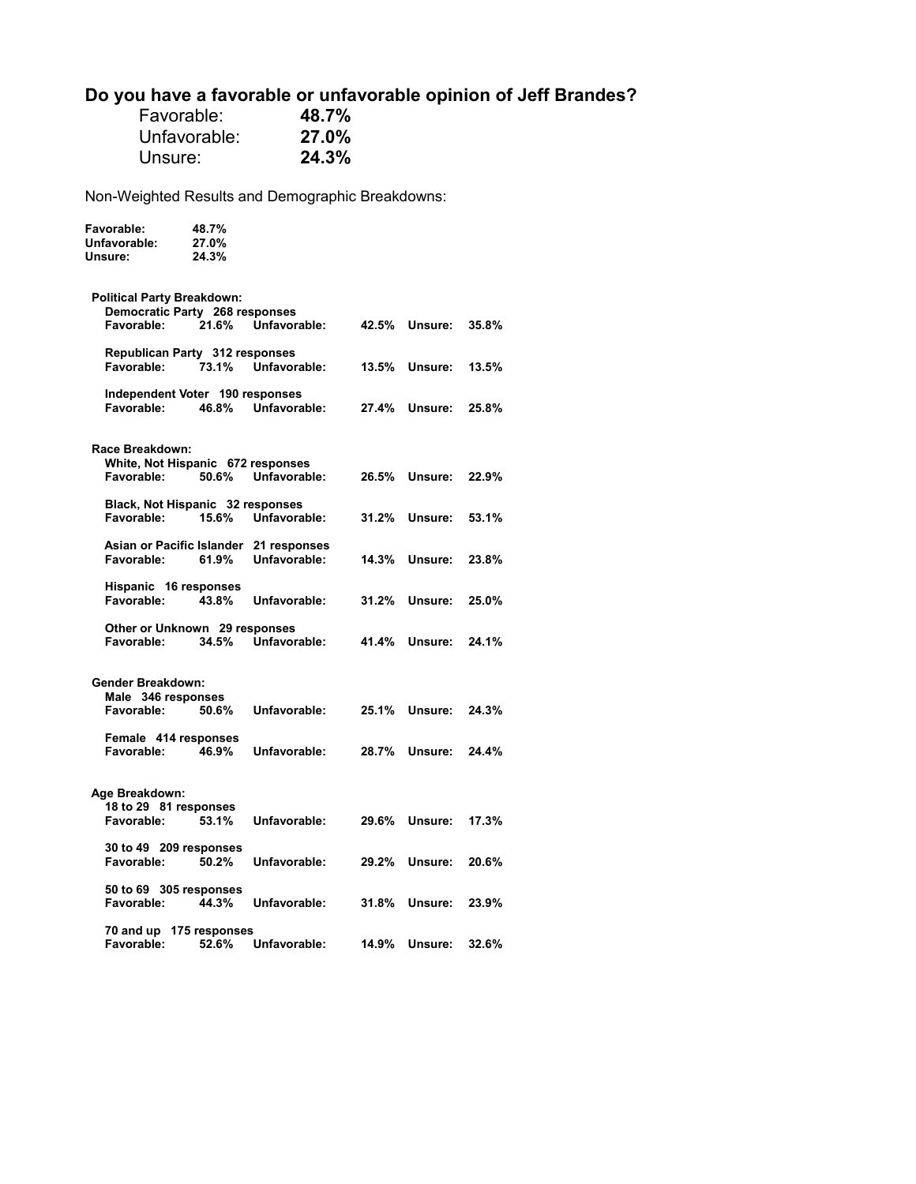## Do you have a favorable or unfavorable opinion of Jeff Brandes?

| | |
|---|---|
| Favorable: | **48.7%** |
| Unfavorable: | **27.0%** |
| Unsure: | **24.3%** |

Non-Weighted Results and Demographic Breakdowns:

| | |
|---|---|
| **Favorable:** | **48.7%** |
| **Unfavorable:** | **27.0%** |
| **Unsure:** | **24.3%** |

**Political Party Breakdown:**

**Democratic Party 268 responses**
**Favorable: 21.6% Unfavorable: 42.5% Unsure: 35.8%**

**Republican Party 312 responses**
**Favorable: 73.1% Unfavorable: 13.5% Unsure: 13.5%**

**Independent Voter 190 responses**
**Favorable: 46.8% Unfavorable: 27.4% Unsure: 25.8%**

**Race Breakdown:**

**White, Not Hispanic 672 responses**
**Favorable: 50.6% Unfavorable: 26.5% Unsure: 22.9%**

**Black, Not Hispanic 32 responses**
**Favorable: 15.6% Unfavorable: 31.2% Unsure: 53.1%**

**Asian or Pacific Islander 21 responses**
**Favorable: 61.9% Unfavorable: 14.3% Unsure: 23.8%**

**Hispanic 16 responses**
**Favorable: 43.8% Unfavorable: 31.2% Unsure: 25.0%**

**Other or Unknown 29 responses**
**Favorable: 34.5% Unfavorable: 41.4% Unsure: 24.1%**

**Gender Breakdown:**

**Male 346 responses**
**Favorable: 50.6% Unfavorable: 25.1% Unsure: 24.3%**

**Female 414 responses**
**Favorable: 46.9% Unfavorable: 28.7% Unsure: 24.4%**

**Age Breakdown:**

**18 to 29 81 responses**
**Favorable: 53.1% Unfavorable: 29.6% Unsure: 17.3%**

**30 to 49 209 responses**
**Favorable: 50.2% Unfavorable: 29.2% Unsure: 20.6%**

**50 to 69 305 responses**
**Favorable: 44.3% Unfavorable: 31.8% Unsure: 23.9%**

**70 and up 175 responses**
**Favorable: 52.6% Unfavorable: 14.9% Unsure: 32.6%**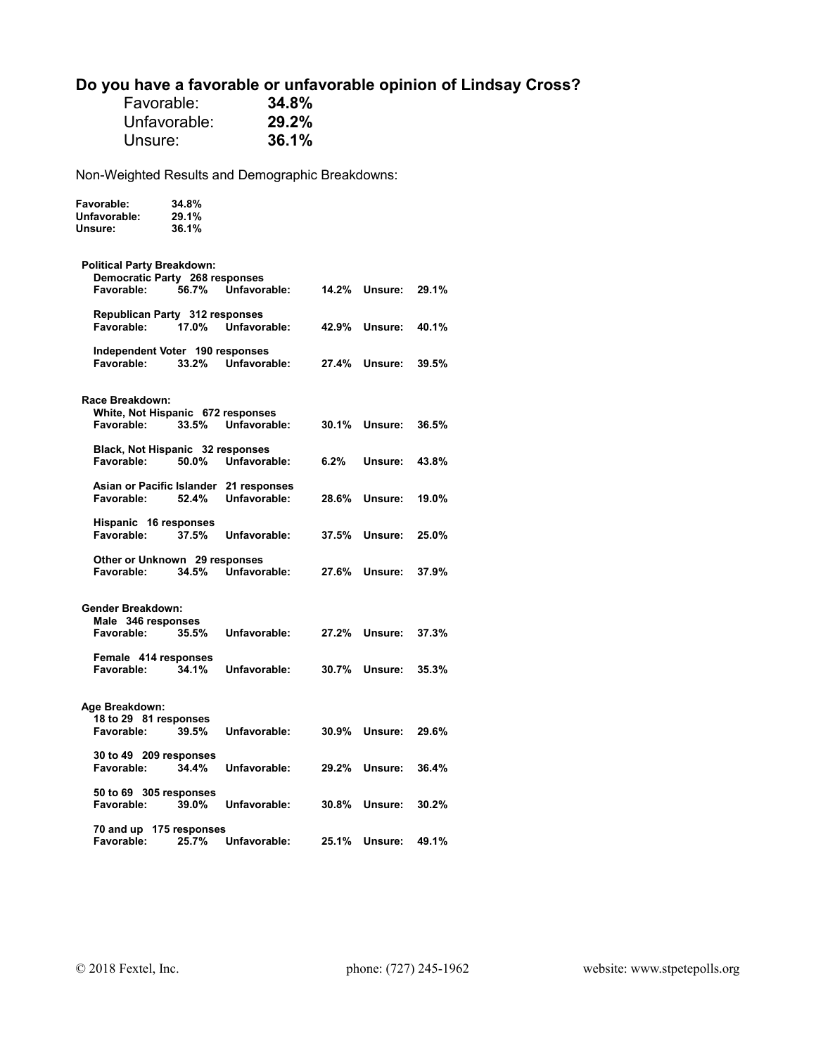## Do you have a favorable or unfavorable opinion of Lindsay Cross?

| | |
|---|---|
| Favorable: | **34.8%** |
| Unfavorable: | **29.2%** |
| Unsure: | **36.1%** |

Non-Weighted Results and Demographic Breakdowns:

| | |
|---|---|
| **Favorable:** | **34.8%** |
| **Unfavorable:** | **29.1%** |
| **Unsure:** | **36.1%** |

**Political Party Breakdown:**

| Group | Favorable | Unfavorable | Unsure |
|---|---|---|---|
| Democratic Party 268 responses | 56.7% | 14.2% | 29.1% |
| Republican Party 312 responses | 17.0% | 42.9% | 40.1% |
| Independent Voter 190 responses | 33.2% | 27.4% | 39.5% |

**Race Breakdown:**

| Group | Favorable | Unfavorable | Unsure |
|---|---|---|---|
| White, Not Hispanic 672 responses | 33.5% | 30.1% | 36.5% |
| Black, Not Hispanic 32 responses | 50.0% | 6.2% | 43.8% |
| Asian or Pacific Islander 21 responses | 52.4% | 28.6% | 19.0% |
| Hispanic 16 responses | 37.5% | 37.5% | 25.0% |
| Other or Unknown 29 responses | 34.5% | 27.6% | 37.9% |

**Gender Breakdown:**

| Group | Favorable | Unfavorable | Unsure |
|---|---|---|---|
| Male 346 responses | 35.5% | 27.2% | 37.3% |
| Female 414 responses | 34.1% | 30.7% | 35.3% |

**Age Breakdown:**

| Group | Favorable | Unfavorable | Unsure |
|---|---|---|---|
| 18 to 29 81 responses | 39.5% | 30.9% | 29.6% |
| 30 to 49 209 responses | 34.4% | 29.2% | 36.4% |
| 50 to 69 305 responses | 39.0% | 30.8% | 30.2% |
| 70 and up 175 responses | 25.7% | 25.1% | 49.1% |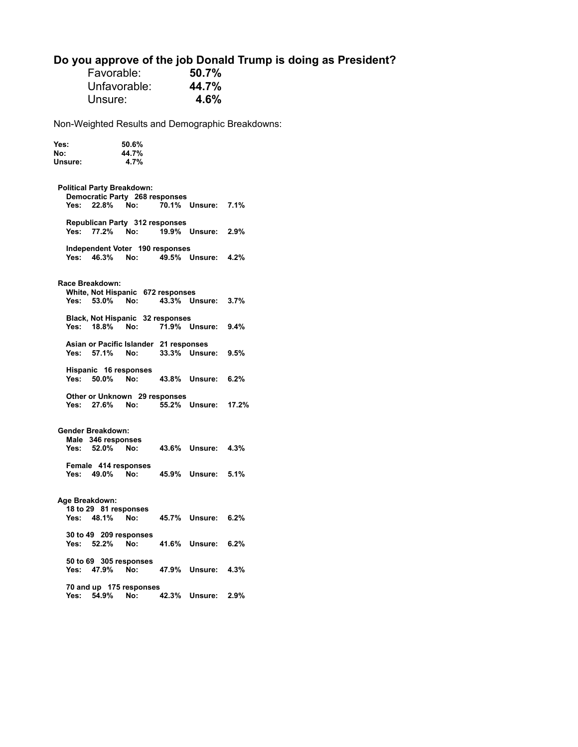## Do you approve of the job Donald Trump is doing as President?

| | |
|---|---|
| Favorable: | **50.7%** |
| Unfavorable: | **44.7%** |
| Unsure: | **4.6%** |

Non-Weighted Results and Demographic Breakdowns:

| | |
|---|---|
| **Yes:** | **50.6%** |
| **No:** | **44.7%** |
| **Unsure:** | **4.7%** |

**Political Party Breakdown:**

**Democratic Party 268 responses**
**Yes: 22.8% No: 70.1% Unsure: 7.1%**

**Republican Party 312 responses**
**Yes: 77.2% No: 19.9% Unsure: 2.9%**

**Independent Voter 190 responses**
**Yes: 46.3% No: 49.5% Unsure: 4.2%**

**Race Breakdown:**

**White, Not Hispanic 672 responses**
**Yes: 53.0% No: 43.3% Unsure: 3.7%**

**Black, Not Hispanic 32 responses**
**Yes: 18.8% No: 71.9% Unsure: 9.4%**

**Asian or Pacific Islander 21 responses**
**Yes: 57.1% No: 33.3% Unsure: 9.5%**

**Hispanic 16 responses**
**Yes: 50.0% No: 43.8% Unsure: 6.2%**

**Other or Unknown 29 responses**
**Yes: 27.6% No: 55.2% Unsure: 17.2%**

**Gender Breakdown:**

**Male 346 responses**
**Yes: 52.0% No: 43.6% Unsure: 4.3%**

**Female 414 responses**
**Yes: 49.0% No: 45.9% Unsure: 5.1%**

**Age Breakdown:**

**18 to 29 81 responses**
**Yes: 48.1% No: 45.7% Unsure: 6.2%**

**30 to 49 209 responses**
**Yes: 52.2% No: 41.6% Unsure: 6.2%**

**50 to 69 305 responses**
**Yes: 47.9% No: 47.9% Unsure: 4.3%**

**70 and up 175 responses**
**Yes: 54.9% No: 42.3% Unsure: 2.9%**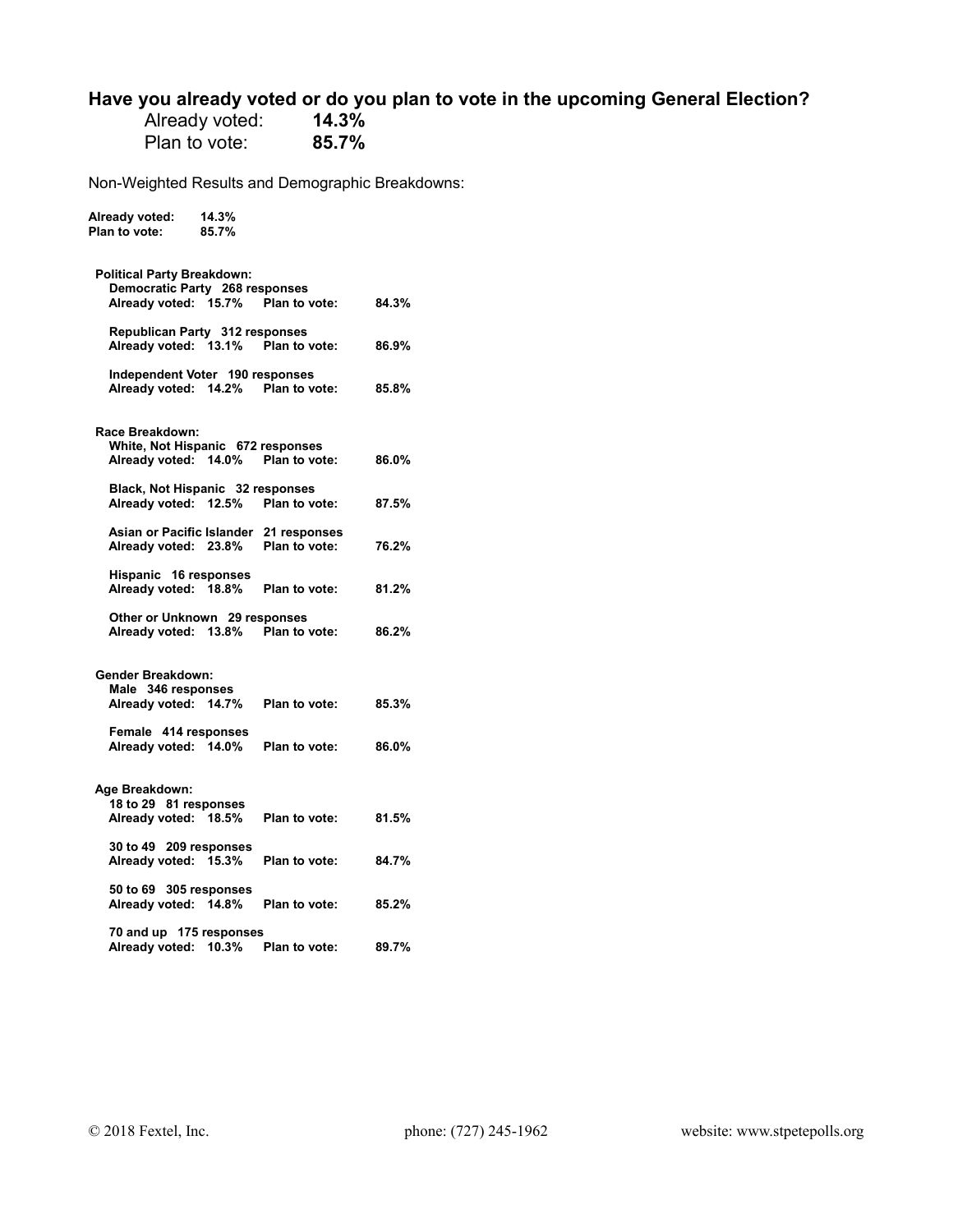## Have you already voted or do you plan to vote in the upcoming General Election?

Already voted: **14.3%**
Plan to vote: **85.7%**

Non-Weighted Results and Demographic Breakdowns:

**Already voted: 14.3%**
**Plan to vote: 85.7%**

**Political Party Breakdown:**

**Democratic Party 268 responses**
**Already voted: 15.7% Plan to vote: 84.3%**

**Republican Party 312 responses**
**Already voted: 13.1% Plan to vote: 86.9%**

**Independent Voter 190 responses**
**Already voted: 14.2% Plan to vote: 85.8%**

**Race Breakdown:**

**White, Not Hispanic 672 responses**
**Already voted: 14.0% Plan to vote: 86.0%**

**Black, Not Hispanic 32 responses**
**Already voted: 12.5% Plan to vote: 87.5%**

**Asian or Pacific Islander 21 responses**
**Already voted: 23.8% Plan to vote: 76.2%**

**Hispanic 16 responses**
**Already voted: 18.8% Plan to vote: 81.2%**

**Other or Unknown 29 responses**
**Already voted: 13.8% Plan to vote: 86.2%**

**Gender Breakdown:**

**Male 346 responses**
**Already voted: 14.7% Plan to vote: 85.3%**

**Female 414 responses**
**Already voted: 14.0% Plan to vote: 86.0%**

**Age Breakdown:**

**18 to 29 81 responses**
**Already voted: 18.5% Plan to vote: 81.5%**

**30 to 49 209 responses**
**Already voted: 15.3% Plan to vote: 84.7%**

**50 to 69 305 responses**
**Already voted: 14.8% Plan to vote: 85.2%**

**70 and up 175 responses**
**Already voted: 10.3% Plan to vote: 89.7%**

© 2018 Fextel, Inc. phone: (727) 245-1962 website: www.stpetepolls.org